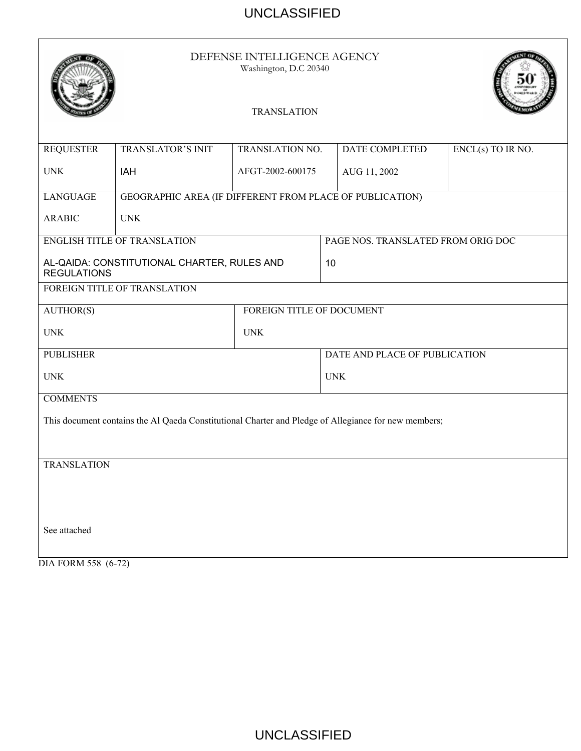UNCLASSIFIED

# DEFENSE INTELLIGENCE AGENCY

Washington, D.C 20340

TRANSLATION

| REQUESTER | TRANSLATOR'S INIT | TRANSLATION NO. | DATE COMPLETED | ENCL(s) TO IR NO. |
|---|---|---|---|---|
| UNK | IAH | AFGT-2002-600175 | AUG 11, 2002 | |

| LANGUAGE | GEOGRAPHIC AREA (IF DIFFERENT FROM PLACE OF PUBLICATION) |
|---|---|
| ARABIC | UNK |

| ENGLISH TITLE OF TRANSLATION | PAGE NOS. TRANSLATED FROM ORIG DOC |
|---|---|
| AL-QAIDA: CONSTITUTIONAL CHARTER, RULES AND REGULATIONS | 10 |

FOREIGN TITLE OF TRANSLATION

| AUTHOR(S) | FOREIGN TITLE OF DOCUMENT |
|---|---|
| UNK | UNK |

| PUBLISHER | DATE AND PLACE OF PUBLICATION |
|---|---|
| UNK | UNK |

COMMENTS

This document contains the Al Qaeda Constitutional Charter and Pledge of Allegiance for new members;

TRANSLATION

See attached

DIA FORM 558 (6-72)

UNCLASSIFIED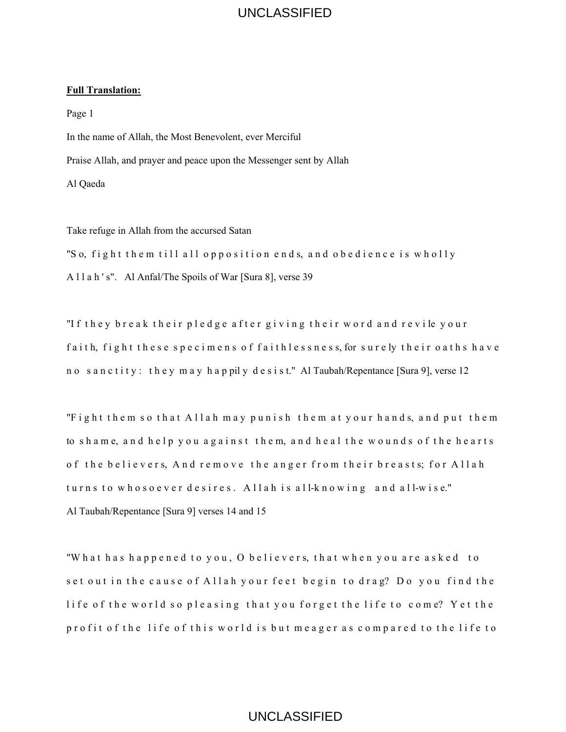**Full Translation:**

Page 1

In the name of Allah, the Most Benevolent, ever Merciful

Praise Allah, and prayer and peace upon the Messenger sent by Allah

Al Qaeda

Take refuge in Allah from the accursed Satan

"So, fight them till all opposition ends, and obedience is wholly Allah's". Al Anfal/The Spoils of War [Sura 8], verse 39

"If they break their pledge after giving their word and revile your faith, fight these specimens of faithlessness, for surely their oaths have no sanctity: they may happily desist." Al Taubah/Repentance [Sura 9], verse 12

"Fight them so that Allah may punish them at your hands, and put them to shame, and help you against them, and heal the wounds of the hearts of the believers, And remove the anger from their breasts; for Allah turns to whosoever desires. Allah is all-knowing and all-wise." Al Taubah/Repentance [Sura 9] verses 14 and 15

"What has happened to you, O believers, that when you are asked to set out in the cause of Allah your feet begin to drag? Do you find the life of the world so pleasing that you forget the life to come? Yet the profit of the life of this world is but meager as compared to the life to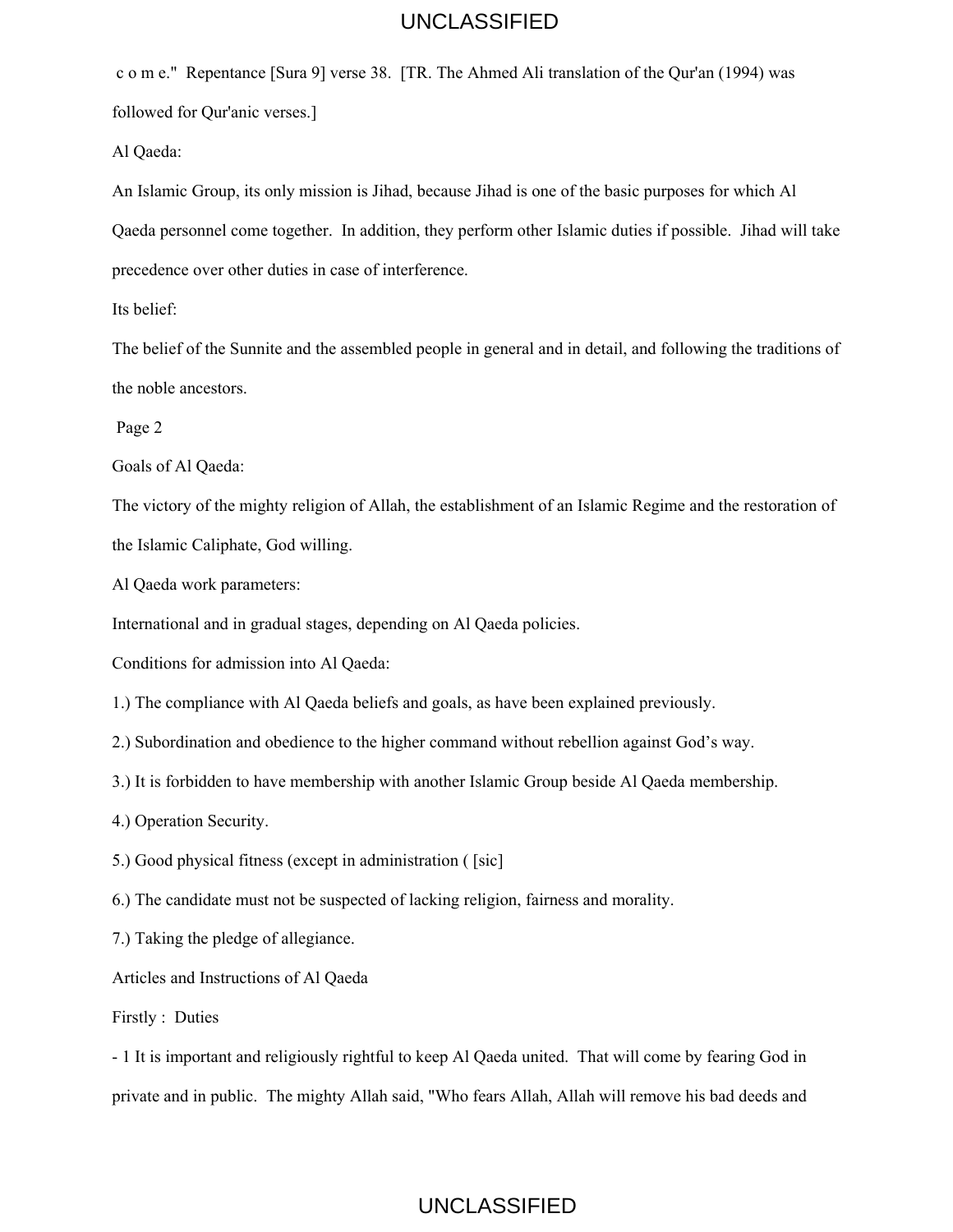c o m e."  Repentance [Sura 9] verse 38.  [TR. The Ahmed Ali translation of the Qur'an (1994) was followed for Qur'anic verses.]

Al Qaeda:

An Islamic Group, its only mission is Jihad, because Jihad is one of the basic purposes for which Al Qaeda personnel come together.  In addition, they perform other Islamic duties if possible.  Jihad will take precedence over other duties in case of interference.

Its belief:

The belief of the Sunnite and the assembled people in general and in detail, and following the traditions of the noble ancestors.

Page 2

Goals of Al Qaeda:

The victory of the mighty religion of Allah, the establishment of an Islamic Regime and the restoration of the Islamic Caliphate, God willing.

Al Qaeda work parameters:

International and in gradual stages, depending on Al Qaeda policies.

Conditions for admission into Al Qaeda:

1.) The compliance with Al Qaeda beliefs and goals, as have been explained previously.

2.) Subordination and obedience to the higher command without rebellion against God's way.

3.) It is forbidden to have membership with another Islamic Group beside Al Qaeda membership.

4.) Operation Security.

5.) Good physical fitness (except in administration ( [sic]

6.) The candidate must not be suspected of lacking religion, fairness and morality.

7.) Taking the pledge of allegiance.

Articles and Instructions of Al Qaeda

Firstly :  Duties

- 1 It is important and religiously rightful to keep Al Qaeda united.  That will come by fearing God in private and in public.  The mighty Allah said, "Who fears Allah, Allah will remove his bad deeds and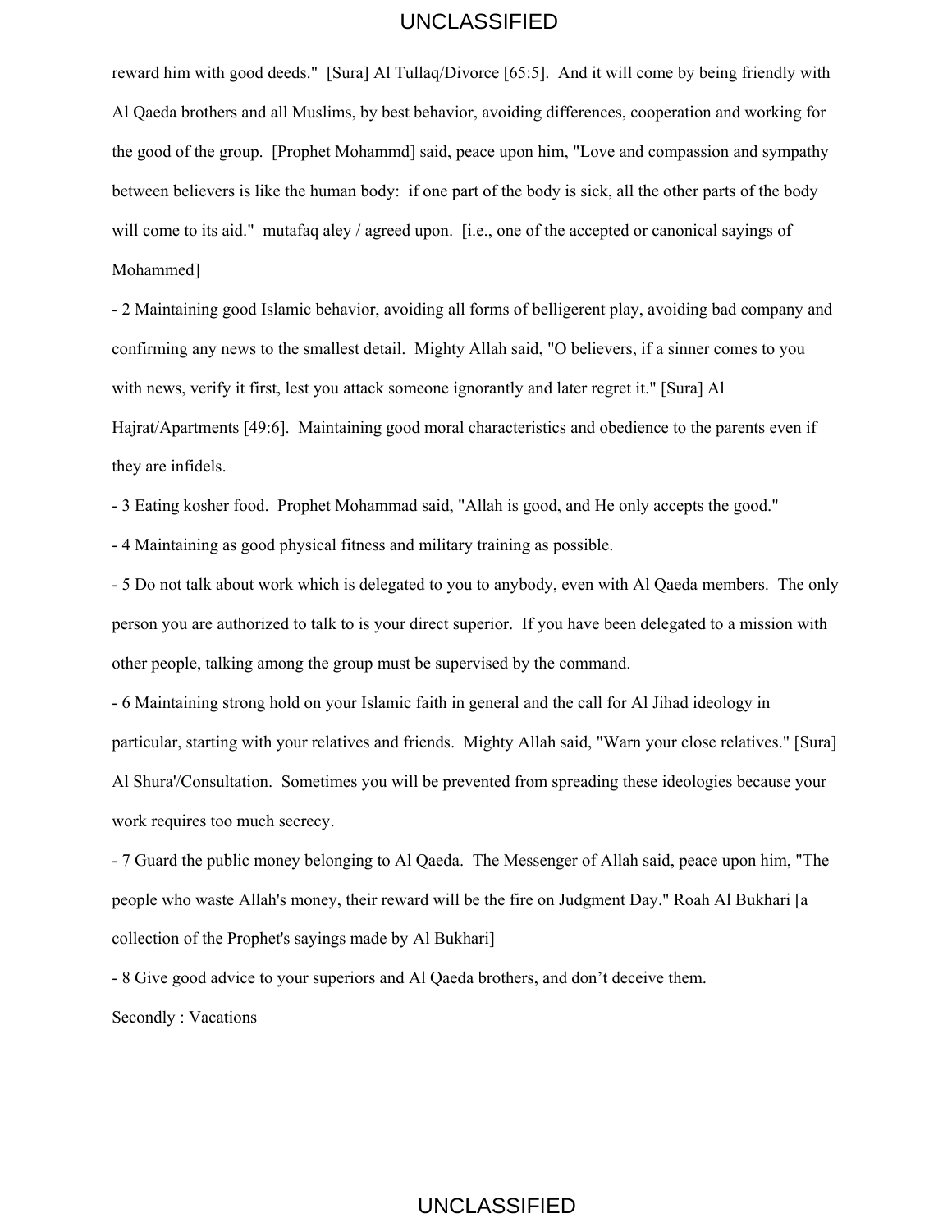reward him with good deeds." [Sura] Al Tullaq/Divorce [65:5]. And it will come by being friendly with Al Qaeda brothers and all Muslims, by best behavior, avoiding differences, cooperation and working for the good of the group. [Prophet Mohammd] said, peace upon him, "Love and compassion and sympathy between believers is like the human body: if one part of the body is sick, all the other parts of the body will come to its aid." mutafaq aley / agreed upon. [i.e., one of the accepted or canonical sayings of Mohammed]

- 2 Maintaining good Islamic behavior, avoiding all forms of belligerent play, avoiding bad company and confirming any news to the smallest detail. Mighty Allah said, "O believers, if a sinner comes to you with news, verify it first, lest you attack someone ignorantly and later regret it." [Sura] Al Hajrat/Apartments [49:6]. Maintaining good moral characteristics and obedience to the parents even if they are infidels.

- 3 Eating kosher food. Prophet Mohammad said, "Allah is good, and He only accepts the good."

- 4 Maintaining as good physical fitness and military training as possible.

- 5 Do not talk about work which is delegated to you to anybody, even with Al Qaeda members. The only person you are authorized to talk to is your direct superior. If you have been delegated to a mission with other people, talking among the group must be supervised by the command.

- 6 Maintaining strong hold on your Islamic faith in general and the call for Al Jihad ideology in particular, starting with your relatives and friends. Mighty Allah said, "Warn your close relatives." [Sura] Al Shura'/Consultation. Sometimes you will be prevented from spreading these ideologies because your work requires too much secrecy.

- 7 Guard the public money belonging to Al Qaeda. The Messenger of Allah said, peace upon him, "The people who waste Allah's money, their reward will be the fire on Judgment Day." Roah Al Bukhari [a collection of the Prophet's sayings made by Al Bukhari]

- 8 Give good advice to your superiors and Al Qaeda brothers, and don't deceive them.

Secondly : Vacations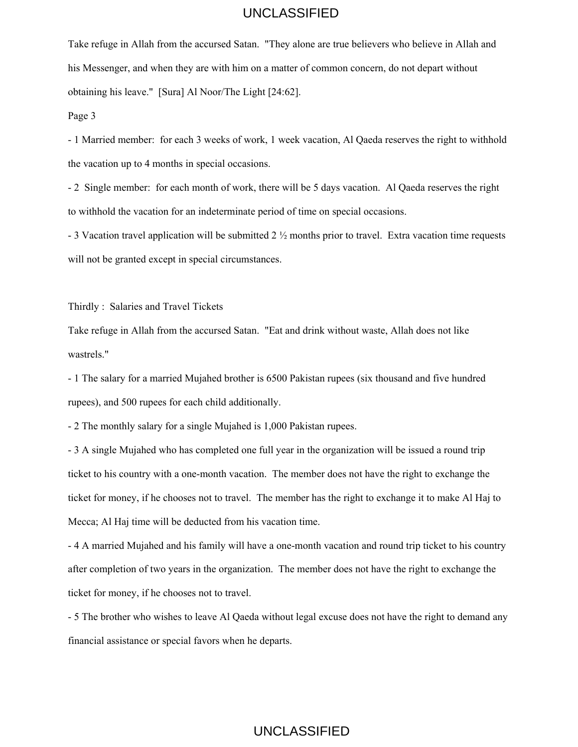Take refuge in Allah from the accursed Satan. "They alone are true believers who believe in Allah and his Messenger, and when they are with him on a matter of common concern, do not depart without obtaining his leave." [Sura] Al Noor/The Light [24:62].

Page 3

- 1 Married member: for each 3 weeks of work, 1 week vacation, Al Qaeda reserves the right to withhold the vacation up to 4 months in special occasions.

- 2 Single member: for each month of work, there will be 5 days vacation. Al Qaeda reserves the right to withhold the vacation for an indeterminate period of time on special occasions.

- 3 Vacation travel application will be submitted 2 ½ months prior to travel. Extra vacation time requests will not be granted except in special circumstances.

Thirdly : Salaries and Travel Tickets

Take refuge in Allah from the accursed Satan. "Eat and drink without waste, Allah does not like wastrels."

- 1 The salary for a married Mujahed brother is 6500 Pakistan rupees (six thousand and five hundred rupees), and 500 rupees for each child additionally.

- 2 The monthly salary for a single Mujahed is 1,000 Pakistan rupees.

- 3 A single Mujahed who has completed one full year in the organization will be issued a round trip ticket to his country with a one-month vacation. The member does not have the right to exchange the ticket for money, if he chooses not to travel. The member has the right to exchange it to make Al Haj to Mecca; Al Haj time will be deducted from his vacation time.

- 4 A married Mujahed and his family will have a one-month vacation and round trip ticket to his country after completion of two years in the organization. The member does not have the right to exchange the ticket for money, if he chooses not to travel.

- 5 The brother who wishes to leave Al Qaeda without legal excuse does not have the right to demand any financial assistance or special favors when he departs.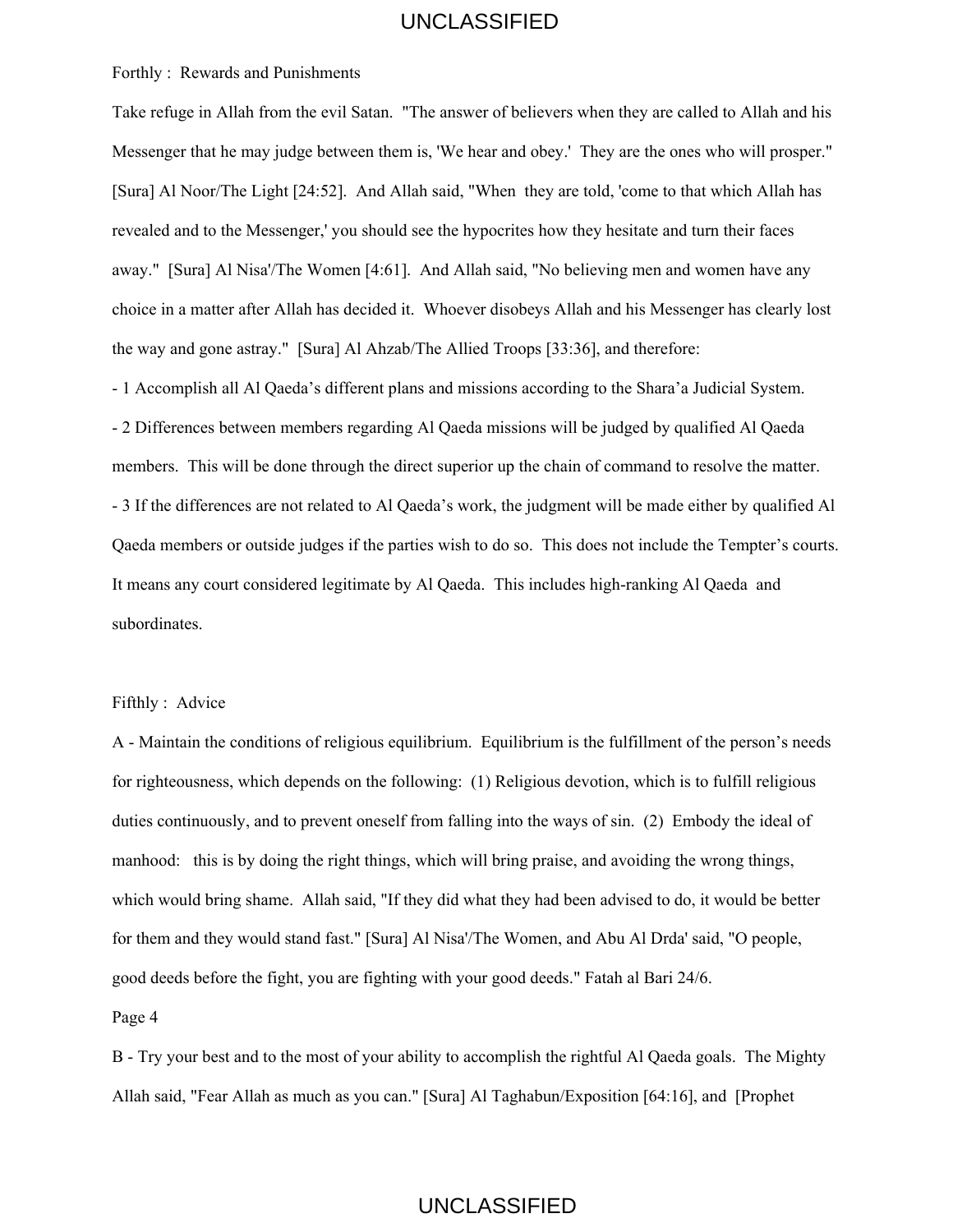Forthly : Rewards and Punishments

Take refuge in Allah from the evil Satan. "The answer of believers when they are called to Allah and his Messenger that he may judge between them is, 'We hear and obey.' They are the ones who will prosper." [Sura] Al Noor/The Light [24:52]. And Allah said, "When they are told, 'come to that which Allah has revealed and to the Messenger,' you should see the hypocrites how they hesitate and turn their faces away." [Sura] Al Nisa'/The Women [4:61]. And Allah said, "No believing men and women have any choice in a matter after Allah has decided it. Whoever disobeys Allah and his Messenger has clearly lost the way and gone astray." [Sura] Al Ahzab/The Allied Troops [33:36], and therefore:

- 1 Accomplish all Al Qaeda's different plans and missions according to the Shara'a Judicial System.
- 2 Differences between members regarding Al Qaeda missions will be judged by qualified Al Qaeda members. This will be done through the direct superior up the chain of command to resolve the matter.
- 3 If the differences are not related to Al Qaeda's work, the judgment will be made either by qualified Al Qaeda members or outside judges if the parties wish to do so. This does not include the Tempter's courts. It means any court considered legitimate by Al Qaeda. This includes high-ranking Al Qaeda and subordinates.

Fifthly : Advice

A - Maintain the conditions of religious equilibrium. Equilibrium is the fulfillment of the person's needs for righteousness, which depends on the following: (1) Religious devotion, which is to fulfill religious duties continuously, and to prevent oneself from falling into the ways of sin. (2) Embody the ideal of manhood: this is by doing the right things, which will bring praise, and avoiding the wrong things, which would bring shame. Allah said, "If they did what they had been advised to do, it would be better for them and they would stand fast." [Sura] Al Nisa'/The Women, and Abu Al Drda' said, "O people, good deeds before the fight, you are fighting with your good deeds." Fatah al Bari 24/6.

Page 4

B - Try your best and to the most of your ability to accomplish the rightful Al Qaeda goals. The Mighty Allah said, "Fear Allah as much as you can." [Sura] Al Taghabun/Exposition [64:16], and [Prophet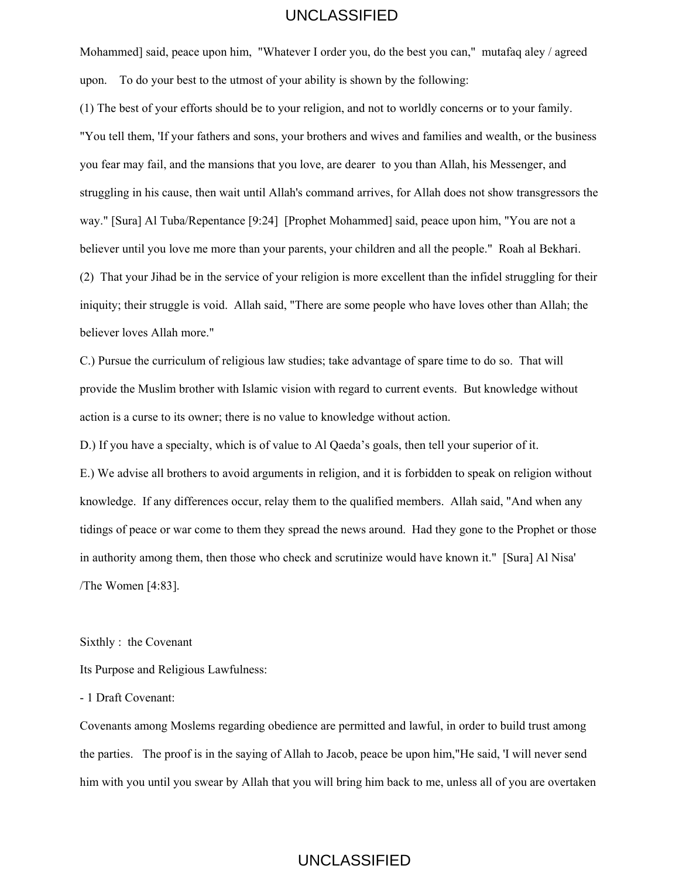Mohammed] said, peace upon him, "Whatever I order you, do the best you can," mutafaq aley / agreed upon. To do your best to the utmost of your ability is shown by the following:

(1) The best of your efforts should be to your religion, and not to worldly concerns or to your family. "You tell them, 'If your fathers and sons, your brothers and wives and families and wealth, or the business you fear may fail, and the mansions that you love, are dearer to you than Allah, his Messenger, and struggling in his cause, then wait until Allah's command arrives, for Allah does not show transgressors the way." [Sura] Al Tuba/Repentance [9:24] [Prophet Mohammed] said, peace upon him, "You are not a believer until you love me more than your parents, your children and all the people." Roah al Bekhari.

(2) That your Jihad be in the service of your religion is more excellent than the infidel struggling for their iniquity; their struggle is void. Allah said, "There are some people who have loves other than Allah; the believer loves Allah more."

C.) Pursue the curriculum of religious law studies; take advantage of spare time to do so. That will provide the Muslim brother with Islamic vision with regard to current events. But knowledge without action is a curse to its owner; there is no value to knowledge without action.

D.) If you have a specialty, which is of value to Al Qaeda's goals, then tell your superior of it.

E.) We advise all brothers to avoid arguments in religion, and it is forbidden to speak on religion without knowledge. If any differences occur, relay them to the qualified members. Allah said, "And when any tidings of peace or war come to them they spread the news around. Had they gone to the Prophet or those in authority among them, then those who check and scrutinize would have known it." [Sura] Al Nisa' /The Women [4:83].

Sixthly : the Covenant

Its Purpose and Religious Lawfulness:

- 1 Draft Covenant:

Covenants among Moslems regarding obedience are permitted and lawful, in order to build trust among the parties. The proof is in the saying of Allah to Jacob, peace be upon him,"He said, 'I will never send him with you until you swear by Allah that you will bring him back to me, unless all of you are overtaken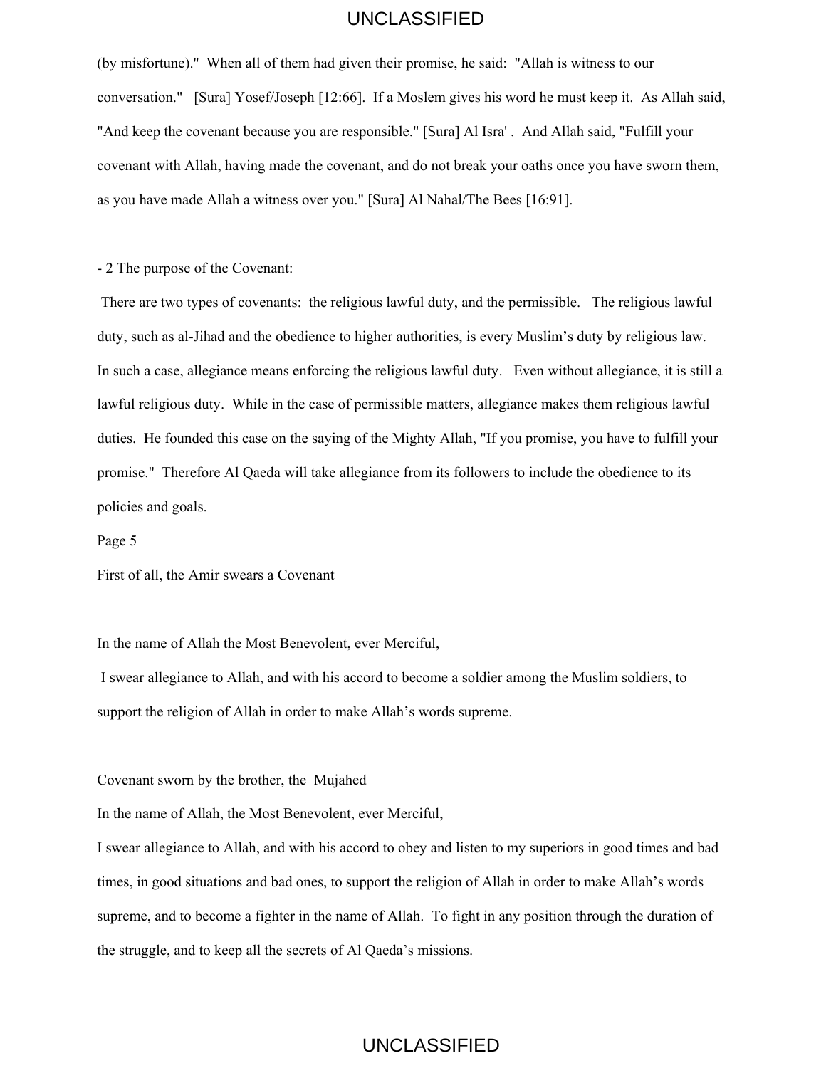(by misfortune)." When all of them had given their promise, he said: "Allah is witness to our conversation." [Sura] Yosef/Joseph [12:66]. If a Moslem gives his word he must keep it. As Allah said, "And keep the covenant because you are responsible." [Sura] Al Isra' . And Allah said, "Fulfill your covenant with Allah, having made the covenant, and do not break your oaths once you have sworn them, as you have made Allah a witness over you." [Sura] Al Nahal/The Bees [16:91].

- 2 The purpose of the Covenant:

There are two types of covenants: the religious lawful duty, and the permissible. The religious lawful duty, such as al-Jihad and the obedience to higher authorities, is every Muslim's duty by religious law. In such a case, allegiance means enforcing the religious lawful duty. Even without allegiance, it is still a lawful religious duty. While in the case of permissible matters, allegiance makes them religious lawful duties. He founded this case on the saying of the Mighty Allah, "If you promise, you have to fulfill your promise." Therefore Al Qaeda will take allegiance from its followers to include the obedience to its policies and goals.

Page 5

First of all, the Amir swears a Covenant

In the name of Allah the Most Benevolent, ever Merciful,

I swear allegiance to Allah, and with his accord to become a soldier among the Muslim soldiers, to support the religion of Allah in order to make Allah's words supreme.

Covenant sworn by the brother, the Mujahed

In the name of Allah, the Most Benevolent, ever Merciful,

I swear allegiance to Allah, and with his accord to obey and listen to my superiors in good times and bad times, in good situations and bad ones, to support the religion of Allah in order to make Allah's words supreme, and to become a fighter in the name of Allah. To fight in any position through the duration of the struggle, and to keep all the secrets of Al Qaeda's missions.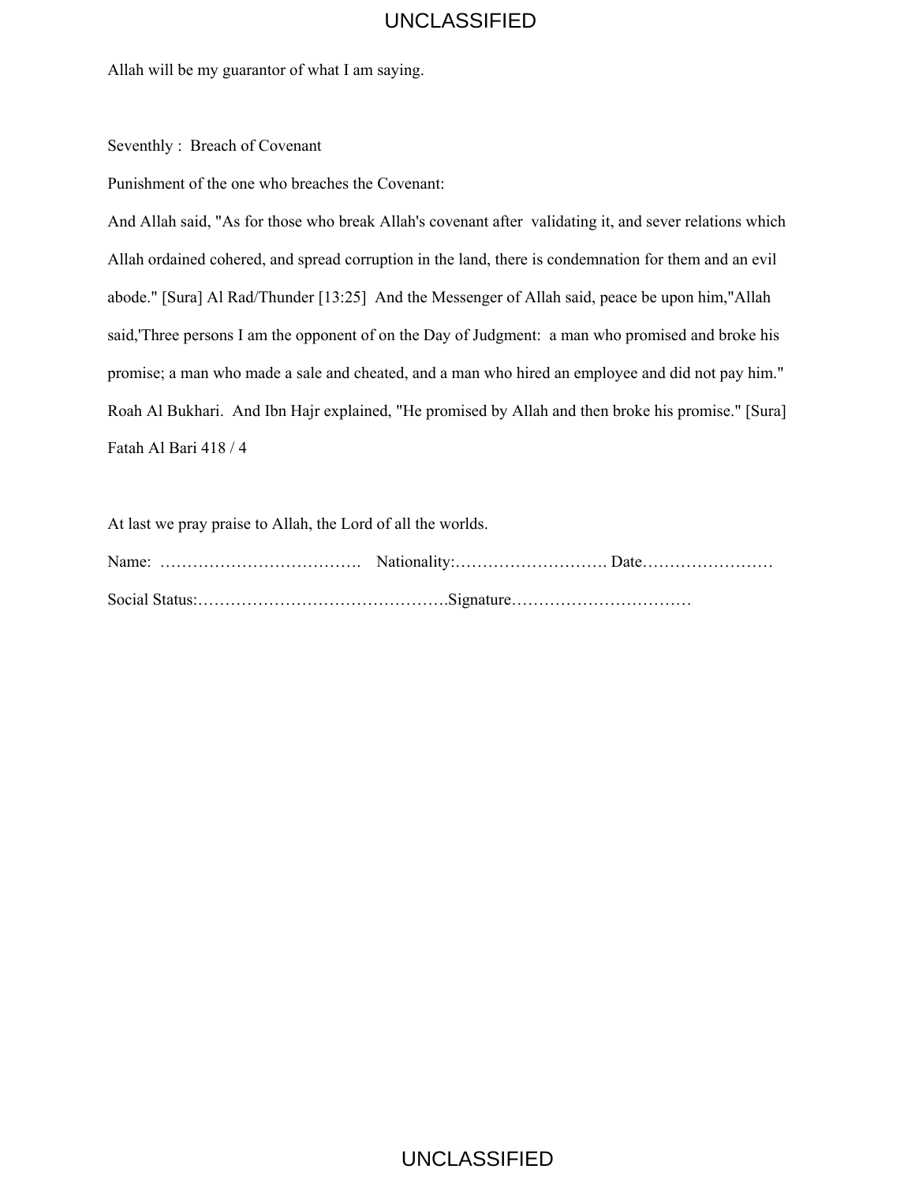Allah will be my guarantor of what I am saying.

Seventhly : Breach of Covenant

Punishment of the one who breaches the Covenant:

And Allah said, "As for those who break Allah's covenant after validating it, and sever relations which Allah ordained cohered, and spread corruption in the land, there is condemnation for them and an evil abode." [Sura] Al Rad/Thunder [13:25] And the Messenger of Allah said, peace be upon him,"Allah said,'Three persons I am the opponent of on the Day of Judgment: a man who promised and broke his promise; a man who made a sale and cheated, and a man who hired an employee and did not pay him." Roah Al Bukhari. And Ibn Hajr explained, "He promised by Allah and then broke his promise." [Sura] Fatah Al Bari 418 / 4

At last we pray praise to Allah, the Lord of all the worlds.

Name: ………………………………. Nationality:………………………. Date……………………

Social Status:……………………………………….Signature……………………………